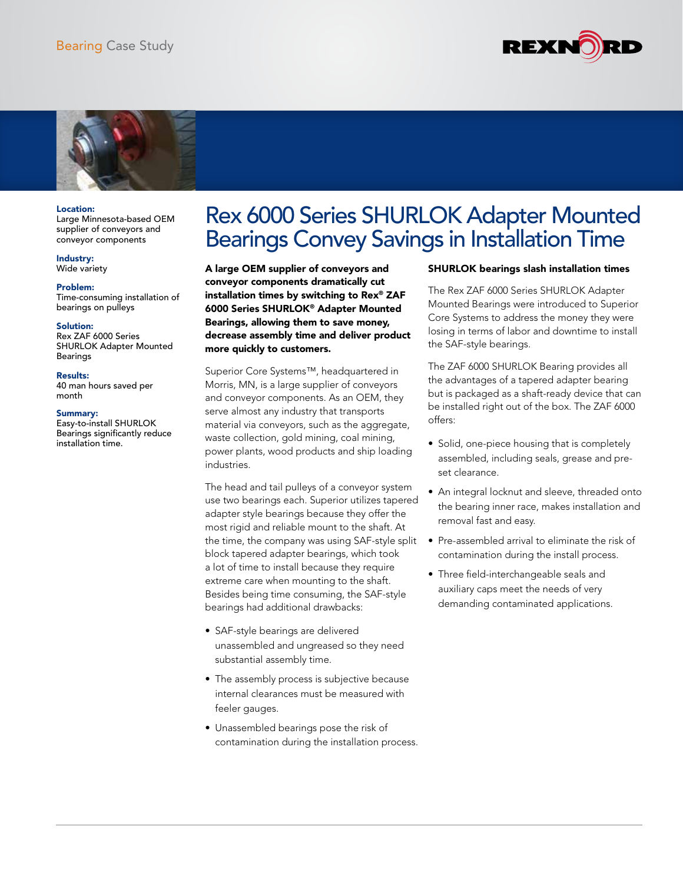Bearing Case Study

**Location:**
Large Minnesota-based OEM supplier of conveyors and conveyor components

**Industry:**
Wide variety

**Problem:**
Time-consuming installation of bearings on pulleys

**Solution:**
Rex ZAF 6000 Series SHURLOK Adapter Mounted Bearings

**Results:**
40 man hours saved per month

**Summary:**
Easy-to-install SHURLOK Bearings significantly reduce installation time.

# Rex 6000 Series SHURLOK Adapter Mounted Bearings Convey Savings in Installation Time

**A large OEM supplier of conveyors and conveyor components dramatically cut installation times by switching to Rex® ZAF 6000 Series SHURLOK® Adapter Mounted Bearings, allowing them to save money, decrease assembly time and deliver product more quickly to customers.**

Superior Core Systems™, headquartered in Morris, MN, is a large supplier of conveyors and conveyor components. As an OEM, they serve almost any industry that transports material via conveyors, such as the aggregate, waste collection, gold mining, coal mining, power plants, wood products and ship loading industries.

The head and tail pulleys of a conveyor system use two bearings each. Superior utilizes tapered adapter style bearings because they offer the most rigid and reliable mount to the shaft. At the time, the company was using SAF-style split block tapered adapter bearings, which took a lot of time to install because they require extreme care when mounting to the shaft. Besides being time consuming, the SAF-style bearings had additional drawbacks:

- SAF-style bearings are delivered unassembled and ungreased so they need substantial assembly time.
- The assembly process is subjective because internal clearances must be measured with feeler gauges.
- Unassembled bearings pose the risk of contamination during the installation process.

**SHURLOK bearings slash installation times**

The Rex ZAF 6000 Series SHURLOK Adapter Mounted Bearings were introduced to Superior Core Systems to address the money they were losing in terms of labor and downtime to install the SAF-style bearings.

The ZAF 6000 SHURLOK Bearing provides all the advantages of a tapered adapter bearing but is packaged as a shaft-ready device that can be installed right out of the box. The ZAF 6000 offers:

- Solid, one-piece housing that is completely assembled, including seals, grease and pre-set clearance.
- An integral locknut and sleeve, threaded onto the bearing inner race, makes installation and removal fast and easy.
- Pre-assembled arrival to eliminate the risk of contamination during the install process.
- Three field-interchangeable seals and auxiliary caps meet the needs of very demanding contaminated applications.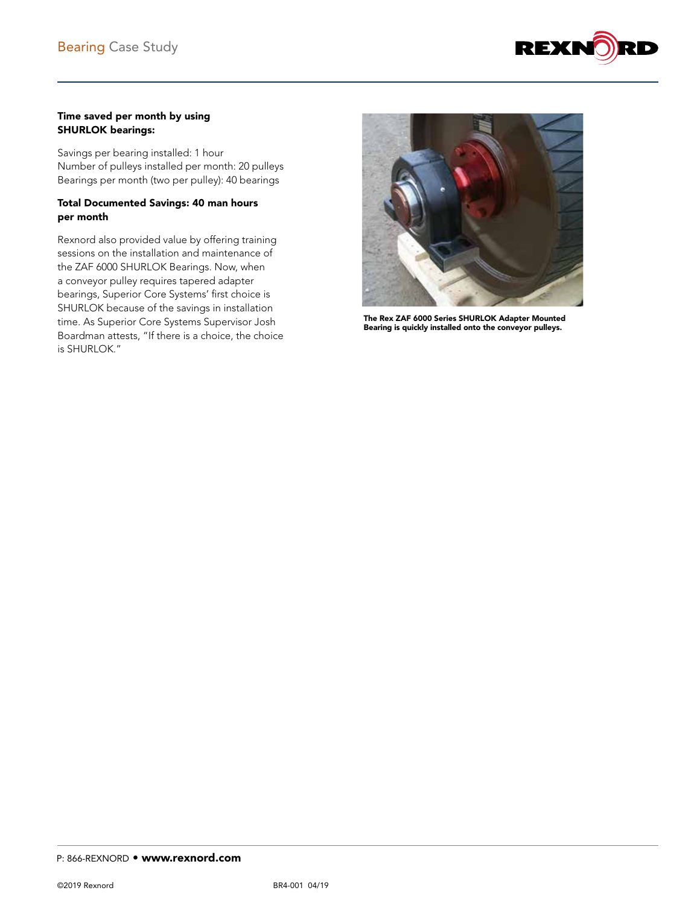**Time saved per month by using SHURLOK bearings:**

Savings per bearing installed: 1 hour
Number of pulleys installed per month: 20 pulleys
Bearings per month (two per pulley): 40 bearings

**Total Documented Savings: 40 man hours per month**

Rexnord also provided value by offering training sessions on the installation and maintenance of the ZAF 6000 SHURLOK Bearings. Now, when a conveyor pulley requires tapered adapter bearings, Superior Core Systems' first choice is SHURLOK because of the savings in installation time. As Superior Core Systems Supervisor Josh Boardman attests, "If there is a choice, the choice is SHURLOK."

**The Rex ZAF 6000 Series SHURLOK Adapter Mounted Bearing is quickly installed onto the conveyor pulleys.**

P: 866-REXNORD • **www.rexnord.com**

©2019 Rexnord

BR4-001 04/19